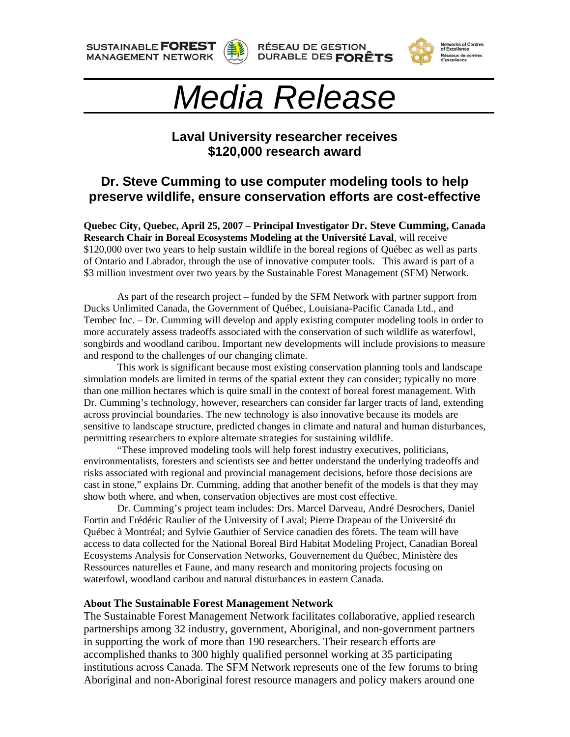SUSTAINABLE **FOREST** MANAGEMENT NETWORK — RÉSEAU DE GESTION DURABLE DES **FORÊTS** — Networks of Centres of Excellence / Réseaux de centres d'excellence

# *Media Release*

## Laval University researcher receives $120,000 research award

## Dr. Steve Cumming to use computer modeling tools to help preserve wildlife, ensure conservation efforts are cost-effective

**Quebec City, Quebec, April 25, 2007 – Principal Investigator Dr. Steve Cumming, Canada Research Chair in Boreal Ecosystems Modeling at the Université Laval**, will receive $120,000 over two years to help sustain wildlife in the boreal regions of Québec as well as parts of Ontario and Labrador, through the use of innovative computer tools. This award is part of a $3 million investment over two years by the Sustainable Forest Management (SFM) Network.

As part of the research project – funded by the SFM Network with partner support from Ducks Unlimited Canada, the Government of Québec, Louisiana-Pacific Canada Ltd., and Tembec Inc. – Dr. Cumming will develop and apply existing computer modeling tools in order to more accurately assess tradeoffs associated with the conservation of such wildlife as waterfowl, songbirds and woodland caribou. Important new developments will include provisions to measure and respond to the challenges of our changing climate.

This work is significant because most existing conservation planning tools and landscape simulation models are limited in terms of the spatial extent they can consider; typically no more than one million hectares which is quite small in the context of boreal forest management. With Dr. Cumming's technology, however, researchers can consider far larger tracts of land, extending across provincial boundaries. The new technology is also innovative because its models are sensitive to landscape structure, predicted changes in climate and natural and human disturbances, permitting researchers to explore alternate strategies for sustaining wildlife.

"These improved modeling tools will help forest industry executives, politicians, environmentalists, foresters and scientists see and better understand the underlying tradeoffs and risks associated with regional and provincial management decisions, before those decisions are cast in stone," explains Dr. Cumming, adding that another benefit of the models is that they may show both where, and when, conservation objectives are most cost effective.

Dr. Cumming's project team includes: Drs. Marcel Darveau, André Desrochers, Daniel Fortin and Frédéric Raulier of the University of Laval; Pierre Drapeau of the Université du Québec à Montréal; and Sylvie Gauthier of Service canadien des fôrets. The team will have access to data collected for the National Boreal Bird Habitat Modeling Project, Canadian Boreal Ecosystems Analysis for Conservation Networks, Gouvernement du Québec, Ministère des Ressources naturelles et Faune, and many research and monitoring projects focusing on waterfowl, woodland caribou and natural disturbances in eastern Canada.

### About The Sustainable Forest Management Network

The Sustainable Forest Management Network facilitates collaborative, applied research partnerships among 32 industry, government, Aboriginal, and non-government partners in supporting the work of more than 190 researchers. Their research efforts are accomplished thanks to 300 highly qualified personnel working at 35 participating institutions across Canada. The SFM Network represents one of the few forums to bring Aboriginal and non-Aboriginal forest resource managers and policy makers around one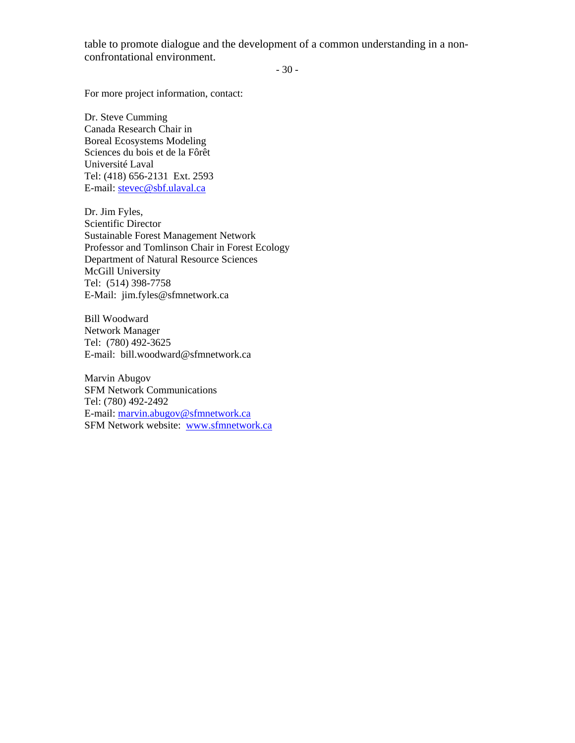table to promote dialogue and the development of a common understanding in a non-confrontational environment.

\- 30 -

For more project information, contact:

Dr. Steve Cumming
Canada Research Chair in
Boreal Ecosystems Modeling
Sciences du bois et de la Fôrêt
Université Laval
Tel: (418) 656-2131 Ext. 2593
E-mail: [stevec@sbf.ulaval.ca](mailto:stevec@sbf.ulaval.ca)

Dr. Jim Fyles,
Scientific Director
Sustainable Forest Management Network
Professor and Tomlinson Chair in Forest Ecology
Department of Natural Resource Sciences
McGill University
Tel: (514) 398-7758
E-Mail: jim.fyles@sfmnetwork.ca

Bill Woodward
Network Manager
Tel: (780) 492-3625
E-mail: bill.woodward@sfmnetwork.ca

Marvin Abugov
SFM Network Communications
Tel: (780) 492-2492
E-mail: [marvin.abugov@sfmnetwork.ca](mailto:marvin.abugov@sfmnetwork.ca)
SFM Network website: [www.sfmnetwork.ca](http://www.sfmnetwork.ca)